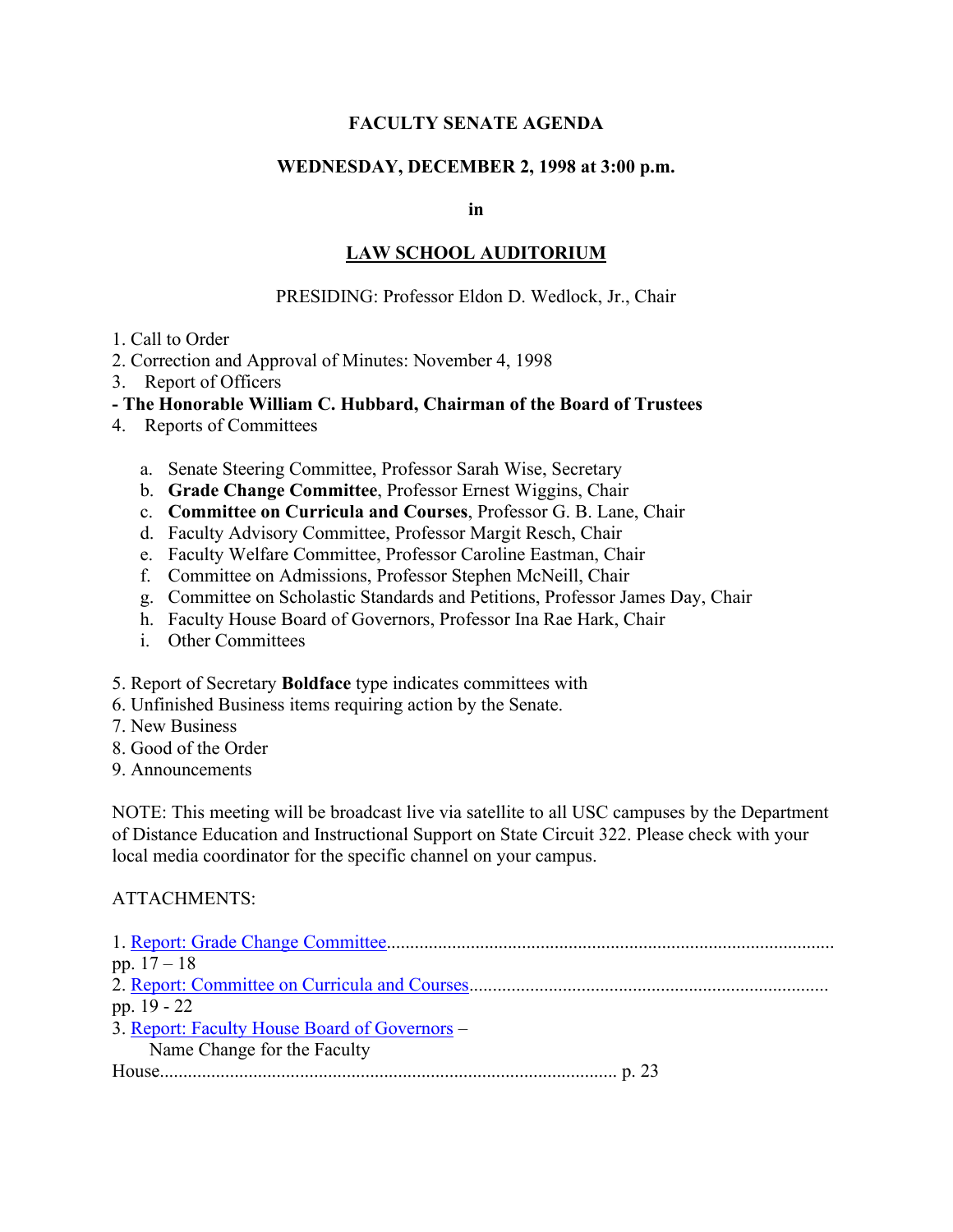**FACULTY SENATE AGENDA**

**WEDNESDAY, DECEMBER 2, 1998 at 3:00 p.m.**

**in**

**LAW SCHOOL AUDITORIUM**

PRESIDING: Professor Eldon D. Wedlock, Jr., Chair

1. Call to Order
2. Correction and Approval of Minutes: November 4, 1998
3. Report of Officers

**- The Honorable William C. Hubbard, Chairman of the Board of Trustees**

4. Reports of Committees

   a. Senate Steering Committee, Professor Sarah Wise, Secretary
   b. **Grade Change Committee**, Professor Ernest Wiggins, Chair
   c. **Committee on Curricula and Courses**, Professor G. B. Lane, Chair
   d. Faculty Advisory Committee, Professor Margit Resch, Chair
   e. Faculty Welfare Committee, Professor Caroline Eastman, Chair
   f. Committee on Admissions, Professor Stephen McNeill, Chair
   g. Committee on Scholastic Standards and Petitions, Professor James Day, Chair
   h. Faculty House Board of Governors, Professor Ina Rae Hark, Chair
   i. Other Committees

5. Report of Secretary
6. Unfinished Business
7. New Business
8. Good of the Order
9. Announcements

**Boldface** type indicates committees with items requiring action by the Senate.

NOTE: This meeting will be broadcast live via satellite to all USC campuses by the Department of Distance Education and Instructional Support on State Circuit 322. Please check with your local media coordinator for the specific channel on your campus.

ATTACHMENTS:

1. Report: Grade Change Committee.......................................................................................... pp. 17 – 18
2. Report: Committee on Curricula and Courses.......................................................................... pp. 19 - 22
3. Report: Faculty House Board of Governors – Name Change for the Faculty House.............................................................................................. p. 23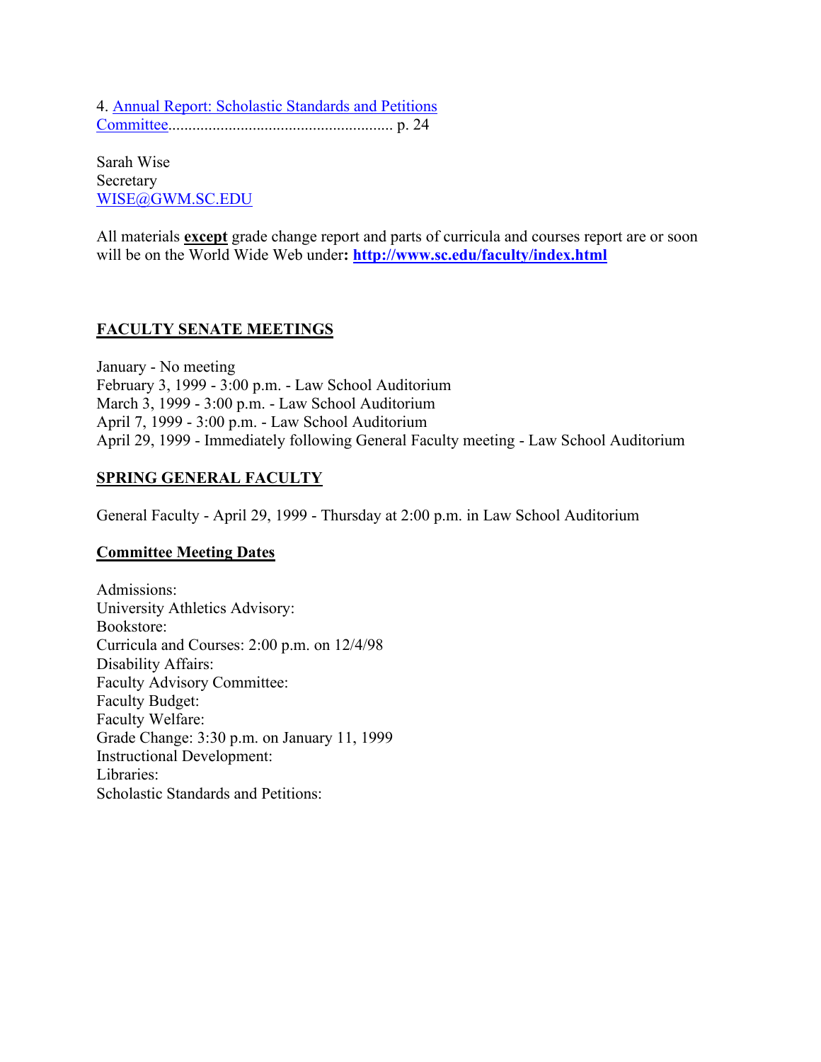4. Annual Report: Scholastic Standards and Petitions Committee........................................................ p. 24

Sarah Wise
Secretary
WISE@GWM.SC.EDU

All materials **except** grade change report and parts of curricula and courses report are or soon will be on the World Wide Web under**:** **http://www.sc.edu/faculty/index.html**

## FACULTY SENATE MEETINGS

January - No meeting
February 3, 1999 - 3:00 p.m. - Law School Auditorium
March 3, 1999 - 3:00 p.m. - Law School Auditorium
April 7, 1999 - 3:00 p.m. - Law School Auditorium
April 29, 1999 - Immediately following General Faculty meeting - Law School Auditorium

## SPRING GENERAL FACULTY

General Faculty - April 29, 1999 - Thursday at 2:00 p.m. in Law School Auditorium

## Committee Meeting Dates

Admissions:
University Athletics Advisory:
Bookstore:
Curricula and Courses: 2:00 p.m. on 12/4/98
Disability Affairs:
Faculty Advisory Committee:
Faculty Budget:
Faculty Welfare:
Grade Change: 3:30 p.m. on January 11, 1999
Instructional Development:
Libraries:
Scholastic Standards and Petitions: